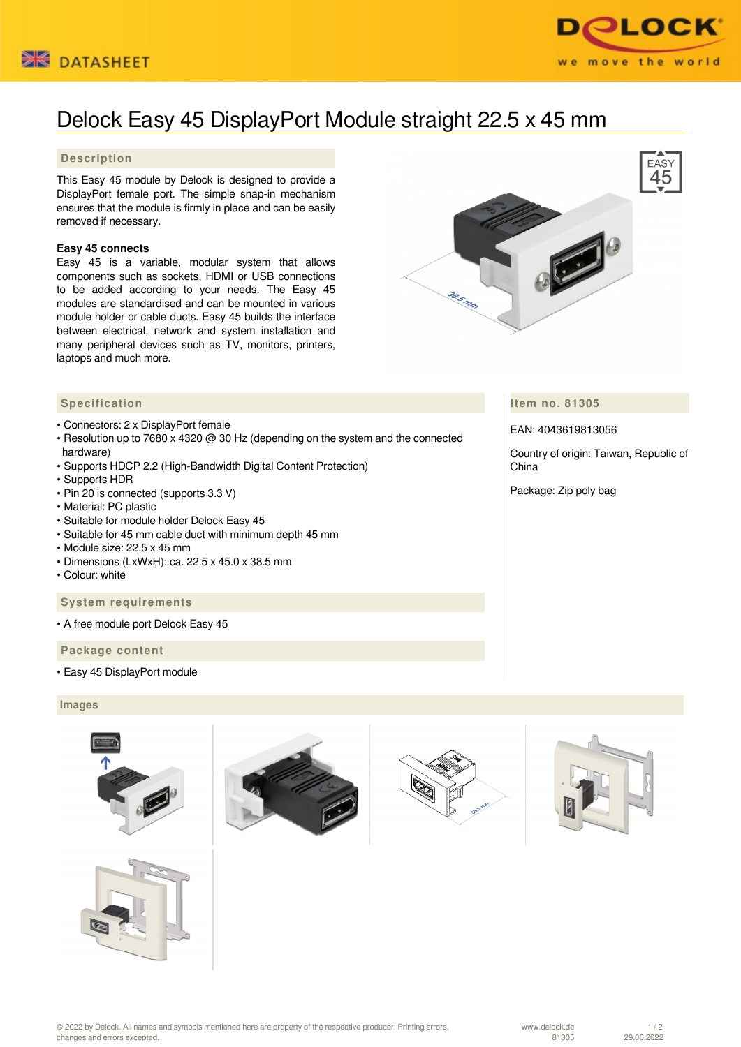DATASHEET

# Delock Easy 45 DisplayPort Module straight 22.5 x 45 mm

## Description

This Easy 45 module by Delock is designed to provide a DisplayPort female port. The simple snap-in mechanism ensures that the module is firmly in place and can be easily removed if necessary.

**Easy 45 connects**
Easy 45 is a variable, modular system that allows components such as sockets, HDMI or USB connections to be added according to your needs. The Easy 45 modules are standardised and can be mounted in various module holder or cable ducts. Easy 45 builds the interface between electrical, network and system installation and many peripheral devices such as TV, monitors, printers, laptops and much more.

## Specification

- Connectors: 2 x DisplayPort female
- Resolution up to 7680 x 4320 @ 30 Hz (depending on the system and the connected hardware)
- Supports HDCP 2.2 (High-Bandwidth Digital Content Protection)
- Supports HDR
- Pin 20 is connected (supports 3.3 V)
- Material: PC plastic
- Suitable for module holder Delock Easy 45
- Suitable for 45 mm cable duct with minimum depth 45 mm
- Module size: 22.5 x 45 mm
- Dimensions (LxWxH): ca. 22.5 x 45.0 x 38.5 mm
- Colour: white

## Item no. 81305

EAN: 4043619813056

Country of origin: Taiwan, Republic of China

Package: Zip poly bag

## System requirements

- A free module port Delock Easy 45

## Package content

- Easy 45 DisplayPort module

## Images

© 2022 by Delock. All names and symbols mentioned here are property of the respective producer. Printing errors, changes and errors excepted.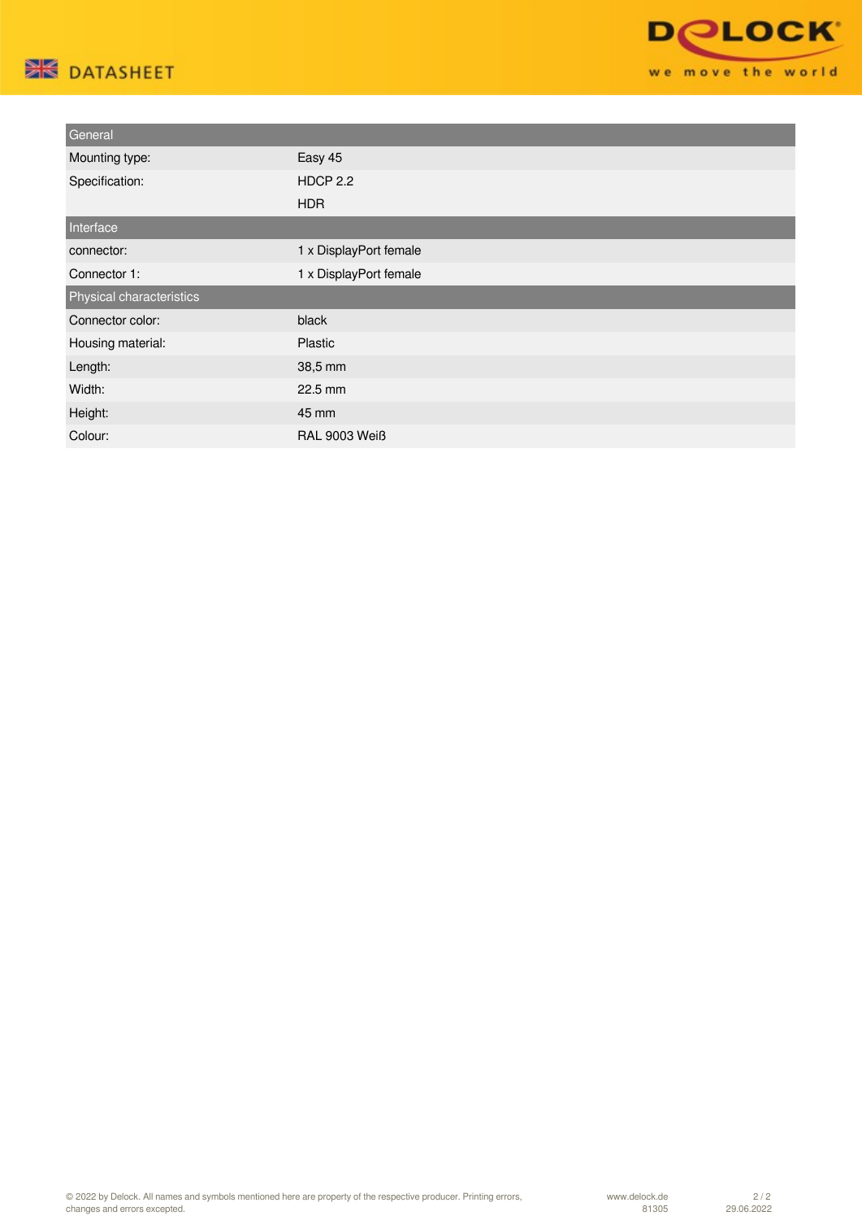| General | |
|---|---|
| Mounting type: | Easy 45 |
| Specification: | HDCP 2.2 |
| | HDR |

| Interface | |
|---|---|
| connector: | 1 x DisplayPort female |
| Connector 1: | 1 x DisplayPort female |

| Physical characteristics | |
|---|---|
| Connector color: | black |
| Housing material: | Plastic |
| Length: | 38,5 mm |
| Width: | 22.5 mm |
| Height: | 45 mm |
| Colour: | RAL 9003 Weiß |

© 2022 by Delock. All names and symbols mentioned here are property of the respective producer. Printing errors, changes and errors excepted.

www.delock.de
81305
29.06.2022